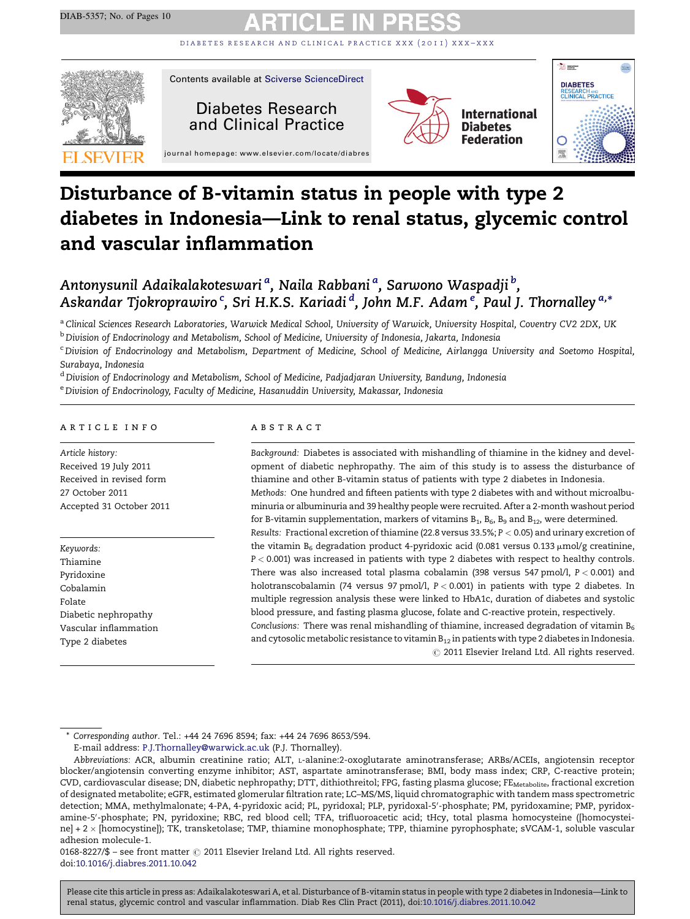# Disturbance of B-vitamin status in people with type 2 diabetes in Indonesia—Link to renal status, glycemic control and vascular inflammation

Antonysunil Adaikalakoteswari [a], Naila Rabbani [a], Sarwono Waspadji [b], Askandar Tjokroprawiro [c], Sri H.K.S. Kariadi [d], John M.F. Adam [e], Paul J. Thornalley [a,*]

[a] Clinical Sciences Research Laboratories, Warwick Medical School, University of Warwick, University Hospital, Coventry CV2 2DX, UK

[b] Division of Endocrinology and Metabolism, School of Medicine, University of Indonesia, Jakarta, Indonesia

[c] Division of Endocrinology and Metabolism, Department of Medicine, School of Medicine, Airlangga University and Soetomo Hospital, Surabaya, Indonesia

[d] Division of Endocrinology and Metabolism, School of Medicine, Padjadjaran University, Bandung, Indonesia

[e] Division of Endocrinology, Faculty of Medicine, Hasanuddin University, Makassar, Indonesia

## ARTICLE INFO

*Article history:*
Received 19 July 2011
Received in revised form 27 October 2011
Accepted 31 October 2011

*Keywords:*
Thiamine
Pyridoxine
Cobalamin
Folate
Diabetic nephropathy
Vascular inflammation
Type 2 diabetes

## ABSTRACT

*Background:* Diabetes is associated with mishandling of thiamine in the kidney and development of diabetic nephropathy. The aim of this study is to assess the disturbance of thiamine and other B-vitamin status of patients with type 2 diabetes in Indonesia.

*Methods:* One hundred and fifteen patients with type 2 diabetes with and without microalbuminuria or albuminuria and 39 healthy people were recruited. After a 2-month washout period for B-vitamin supplementation, markers of vitamins $B_1$, $B_6$, $B_9$ and $B_{12}$, were determined.

*Results:* Fractional excretion of thiamine (22.8 versus 33.5%; $P < 0.05$) and urinary excretion of the vitamin $B_6$ degradation product 4-pyridoxic acid (0.081 versus 0.133 μmol/g creatinine, $P < 0.001$) was increased in patients with type 2 diabetes with respect to healthy controls. There was also increased total plasma cobalamin (398 versus 547 pmol/l, $P < 0.001$) and holotranscobalamin (74 versus 97 pmol/l, $P < 0.001$) in patients with type 2 diabetes. In multiple regression analysis these were linked to HbA1c, duration of diabetes and systolic blood pressure, and fasting plasma glucose, folate and C-reactive protein, respectively.

*Conclusions:* There was renal mishandling of thiamine, increased degradation of vitamin $B_6$ and cytosolic metabolic resistance to vitamin $B_{12}$ in patients with type 2 diabetes in Indonesia.

© 2011 Elsevier Ireland Ltd. All rights reserved.

---

\* *Corresponding author*. Tel.: +44 24 7696 8594; fax: +44 24 7696 8653/594.
E-mail address: P.J.Thornalley@warwick.ac.uk (P.J. Thornalley).

*Abbreviations:* ACR, albumin creatinine ratio; ALT, L-alanine:2-oxoglutarate aminotransferase; ARBs/ACEIs, angiotensin receptor blocker/angiotensin converting enzyme inhibitor; AST, aspartate aminotransferase; BMI, body mass index; CRP, C-reactive protein; CVD, cardiovascular disease; DN, diabetic nephropathy; DTT, dithiothreitol; FPG, fasting plasma glucose; $FE_{Metabolite}$, fractional excretion of designated metabolite; eGFR, estimated glomerular filtration rate; LC–MS/MS, liquid chromatographic with tandem mass spectrometric detection; MMA, methylmalonate; 4-PA, 4-pyridoxic acid; PL, pyridoxal; PLP, pyridoxal-5′-phosphate; PM, pyridoxamine; PMP, pyridoxamine-5′-phosphate; PN, pyridoxine; RBC, red blood cell; TFA, trifluoroacetic acid; tHcy, total plasma homocysteine ([homocysteine] + 2 × [homocystine]); TK, transketolase; TMP, thiamine monophosphate; TPP, thiamine pyrophosphate; sVCAM-1, soluble vascular adhesion molecule-1.

0168-8227/$ – see front matter © 2011 Elsevier Ireland Ltd. All rights reserved.
doi:10.1016/j.diabres.2011.10.042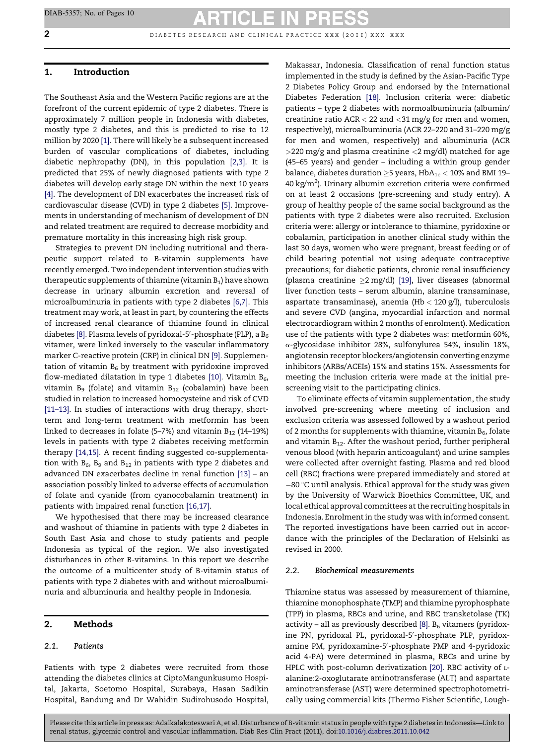## 1. Introduction

The Southeast Asia and the Western Pacific regions are at the forefront of the current epidemic of type 2 diabetes. There is approximately 7 million people in Indonesia with diabetes, mostly type 2 diabetes, and this is predicted to rise to 12 million by 2020 [1]. There will likely be a subsequent increased burden of vascular complications of diabetes, including diabetic nephropathy (DN), in this population [2,3]. It is predicted that 25% of newly diagnosed patients with type 2 diabetes will develop early stage DN within the next 10 years [4]. The development of DN exacerbates the increased risk of cardiovascular disease (CVD) in type 2 diabetes [5]. Improvements in understanding of mechanism of development of DN and related treatment are required to decrease morbidity and premature mortality in this increasing high risk group.

Strategies to prevent DN including nutritional and therapeutic support related to B-vitamin supplements have recently emerged. Two independent intervention studies with therapeutic supplements of thiamine (vitamin $B_1$) have shown decrease in urinary albumin excretion and reversal of microalbuminuria in patients with type 2 diabetes [6,7]. This treatment may work, at least in part, by countering the effects of increased renal clearance of thiamine found in clinical diabetes [8]. Plasma levels of pyridoxal-5′-phosphate (PLP), a $B_6$ vitamer, were linked inversely to the vascular inflammatory marker C-reactive protein (CRP) in clinical DN [9]. Supplementation of vitamin $B_6$ by treatment with pyridoxine improved flow-mediated dilatation in type 1 diabetes [10]. Vitamin $B_6$, vitamin $B_9$ (folate) and vitamin $B_{12}$ (cobalamin) have been studied in relation to increased homocysteine and risk of CVD [11–13]. In studies of interactions with drug therapy, short-term and long-term treatment with metformin has been linked to decreases in folate (5–7%) and vitamin $B_{12}$ (14–19%) levels in patients with type 2 diabetes receiving metformin therapy [14,15]. A recent finding suggested co-supplementation with $B_6$, $B_9$ and $B_{12}$ in patients with type 2 diabetes and advanced DN exacerbates decline in renal function [13] – an association possibly linked to adverse effects of accumulation of folate and cyanide (from cyanocobalamin treatment) in patients with impaired renal function [16,17].

We hypothesised that there may be increased clearance and washout of thiamine in patients with type 2 diabetes in South East Asia and chose to study patients and people Indonesia as typical of the region. We also investigated disturbances in other B-vitamins. In this report we describe the outcome of a multicenter study of B-vitamin status of patients with type 2 diabetes with and without microalbuminuria and albuminuria and healthy people in Indonesia.

## 2. Methods

### 2.1. Patients

Patients with type 2 diabetes were recruited from those attending the diabetes clinics at CiptoMangunkusumo Hospital, Jakarta, Soetomo Hospital, Surabaya, Hasan Sadikin Hospital, Bandung and Dr Wahidin Sudirohusodo Hospital, Makassar, Indonesia. Classification of renal function status implemented in the study is defined by the Asian-Pacific Type 2 Diabetes Policy Group and endorsed by the International Diabetes Federation [18]. Inclusion criteria were: diabetic patients – type 2 diabetes with normoalbuminuria (albumin/creatinine ratio ACR < 22 and <31 mg/g for men and women, respectively), microalbuminuria (ACR 22–220 and 31–220 mg/g for men and women, respectively) and albuminuria (ACR >220 mg/g and plasma creatinine <2 mg/dl) matched for age (45–65 years) and gender – including a within group gender balance, diabetes duration ≥5 years, $HbA_{1c}$ < 10% and BMI 19–40 kg/m$^2$). Urinary albumin excretion criteria were confirmed on at least 2 occasions (pre-screening and study entry). A group of healthy people of the same social background as the patients with type 2 diabetes were also recruited. Exclusion criteria were: allergy or intolerance to thiamine, pyridoxine or cobalamin, participation in another clinical study within the last 30 days, women who were pregnant, breast feeding or of child bearing potential not using adequate contraceptive precautions; for diabetic patients, chronic renal insufficiency (plasma creatinine ≥2 mg/dl) [19], liver diseases (abnormal liver function tests – serum albumin, alanine transaminase, aspartate transaminase), anemia (Hb < 120 g/l), tuberculosis and severe CVD (angina, myocardial infarction and normal electrocardiogram within 2 months of enrolment). Medication use of the patients with type 2 diabetes was: metformin 60%, α-glycosidase inhibitor 28%, sulfonylurea 54%, insulin 18%, angiotensin receptor blockers/angiotensin converting enzyme inhibitors (ARBs/ACEIs) 15% and statins 15%. Assessments for meeting the inclusion criteria were made at the initial pre-screening visit to the participating clinics.

To eliminate effects of vitamin supplementation, the study involved pre-screening where meeting of inclusion and exclusion criteria was assessed followed by a washout period of 2 months for supplements with thiamine, vitamin $B_6$, folate and vitamin $B_{12}$. After the washout period, further peripheral venous blood (with heparin anticoagulant) and urine samples were collected after overnight fasting. Plasma and red blood cell (RBC) fractions were prepared immediately and stored at −80 °C until analysis. Ethical approval for the study was given by the University of Warwick Bioethics Committee, UK, and local ethical approval committees at the recruiting hospitals in Indonesia. Enrolment in the study was with informed consent. The reported investigations have been carried out in accordance with the principles of the Declaration of Helsinki as revised in 2000.

### 2.2. Biochemical measurements

Thiamine status was assessed by measurement of thiamine, thiamine monophosphate (TMP) and thiamine pyrophosphate (TPP) in plasma, RBCs and urine, and RBC transketolase (TK) activity – all as previously described [8]. $B_6$ vitamers (pyridoxine PN, pyridoxal PL, pyridoxal-5′-phosphate PLP, pyridoxamine PM, pyridoxamine-5′-phosphate PMP and 4-pyridoxic acid 4-PA) were determined in plasma, RBCs and urine by HPLC with post-column derivatization [20]. RBC activity of L-alanine:2-oxoglutarate aminotransferase (ALT) and aspartate aminotransferase (AST) were determined spectrophotometrically using commercial kits (Thermo Fisher Scientific, Lough-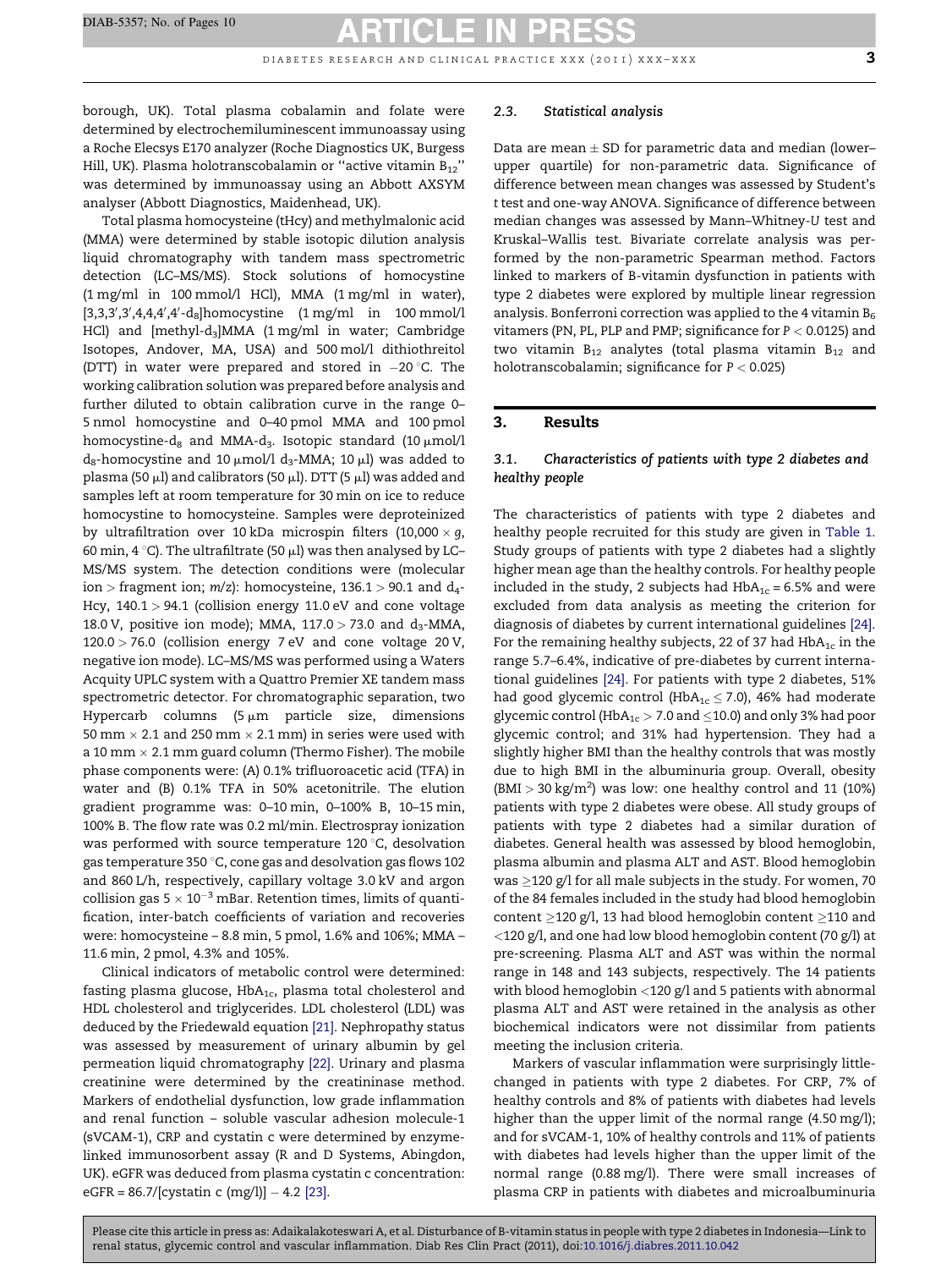borough, UK). Total plasma cobalamin and folate were determined by electrochemiluminescent immunoassay using a Roche Elecsys E170 analyzer (Roche Diagnostics UK, Burgess Hill, UK). Plasma holotranscobalamin or "active vitamin $B_{12}$" was determined by immunoassay using an Abbott AXSYM analyser (Abbott Diagnostics, Maidenhead, UK).

Total plasma homocysteine (tHcy) and methylmalonic acid (MMA) were determined by stable isotopic dilution analysis liquid chromatography with tandem mass spectrometric detection (LC–MS/MS). Stock solutions of homocystine (1 mg/ml in 100 mmol/l HCl), MMA (1 mg/ml in water), [3,3,3′,3′,4,4,4′,4′-$d_8$]homocystine (1 mg/ml in 100 mmol/l HCl) and [methyl-$d_3$]MMA (1 mg/ml in water; Cambridge Isotopes, Andover, MA, USA) and 500 mol/l dithiothreitol (DTT) in water were prepared and stored in −20 °C. The working calibration solution was prepared before analysis and further diluted to obtain calibration curve in the range 0–5 nmol homocystine and 0–40 pmol MMA and 100 pmol homocystine-$d_8$ and MMA-$d_3$. Isotopic standard (10 μmol/l $d_8$-homocystine and 10 μmol/l $d_3$-MMA; 10 μl) was added to plasma (50 μl) and calibrators (50 μl). DTT (5 μl) was added and samples left at room temperature for 30 min on ice to reduce homocystine to homocysteine. Samples were deproteinized by ultrafiltration over 10 kDa microspin filters (10,000 × g, 60 min, 4 °C). The ultrafiltrate (50 μl) was then analysed by LC–MS/MS system. The detection conditions were (molecular ion > fragment ion; m/z): homocysteine, 136.1 > 90.1 and $d_4$-Hcy, 140.1 > 94.1 (collision energy 11.0 eV and cone voltage 18.0 V, positive ion mode); MMA, 117.0 > 73.0 and $d_3$-MMA, 120.0 > 76.0 (collision energy 7 eV and cone voltage 20 V, negative ion mode). LC–MS/MS was performed using a Waters Acquity UPLC system with a Quattro Premier XE tandem mass spectrometric detector. For chromatographic separation, two Hypercarb columns (5 μm particle size, dimensions 50 mm × 2.1 and 250 mm × 2.1 mm) in series were used with a 10 mm × 2.1 mm guard column (Thermo Fisher). The mobile phase components were: (A) 0.1% trifluoroacetic acid (TFA) in water and (B) 0.1% TFA in 50% acetonitrile. The elution gradient programme was: 0–10 min, 0–100% B, 10–15 min, 100% B. The flow rate was 0.2 ml/min. Electrospray ionization was performed with source temperature 120 °C, desolvation gas temperature 350 °C, cone gas and desolvation gas flows 102 and 860 L/h, respectively, capillary voltage 3.0 kV and argon collision gas $5 \times 10^{-3}$ mBar. Retention times, limits of quantification, inter-batch coefficients of variation and recoveries were: homocysteine – 8.8 min, 5 pmol, 1.6% and 106%; MMA – 11.6 min, 2 pmol, 4.3% and 105%.

Clinical indicators of metabolic control were determined: fasting plasma glucose, $HbA_{1c}$, plasma total cholesterol and HDL cholesterol and triglycerides. LDL cholesterol (LDL) was deduced by the Friedewald equation [21]. Nephropathy status was assessed by measurement of urinary albumin by gel permeation liquid chromatography [22]. Urinary and plasma creatinine were determined by the creatininase method. Markers of endothelial dysfunction, low grade inflammation and renal function – soluble vascular adhesion molecule-1 (sVCAM-1), CRP and cystatin c were determined by enzyme-linked immunosorbent assay (R and D Systems, Abingdon, UK). eGFR was deduced from plasma cystatin c concentration: eGFR = 86.7/[cystatin c (mg/l)] − 4.2 [23].

### 2.3. Statistical analysis

Data are mean ± SD for parametric data and median (lower–upper quartile) for non-parametric data. Significance of difference between mean changes was assessed by Student's t test and one-way ANOVA. Significance of difference between median changes was assessed by Mann–Whitney-U test and Kruskal–Wallis test. Bivariate correlate analysis was performed by the non-parametric Spearman method. Factors linked to markers of B-vitamin dysfunction in patients with type 2 diabetes were explored by multiple linear regression analysis. Bonferroni correction was applied to the 4 vitamin $B_6$ vitamers (PN, PL, PLP and PMP; significance for $P < 0.0125$) and two vitamin $B_{12}$ analytes (total plasma vitamin $B_{12}$ and holotranscobalamin; significance for $P < 0.025$)

## 3. Results

### 3.1. Characteristics of patients with type 2 diabetes and healthy people

The characteristics of patients with type 2 diabetes and healthy people recruited for this study are given in Table 1. Study groups of patients with type 2 diabetes had a slightly higher mean age than the healthy controls. For healthy people included in the study, 2 subjects had $HbA_{1c}$ = 6.5% and were excluded from data analysis as meeting the criterion for diagnosis of diabetes by current international guidelines [24]. For the remaining healthy subjects, 22 of 37 had $HbA_{1c}$ in the range 5.7–6.4%, indicative of pre-diabetes by current international guidelines [24]. For patients with type 2 diabetes, 51% had good glycemic control ($HbA_{1c} \leq 7.0$), 46% had moderate glycemic control ($HbA_{1c} > 7.0$ and $\leq 10.0$) and only 3% had poor glycemic control; and 31% had hypertension. They had a slightly higher BMI than the healthy controls that was mostly due to high BMI in the albuminuria group. Overall, obesity (BMI > 30 kg/m$^2$) was low: one healthy control and 11 (10%) patients with type 2 diabetes were obese. All study groups of patients with type 2 diabetes had a similar duration of diabetes. General health was assessed by blood hemoglobin, plasma albumin and plasma ALT and AST. Blood hemoglobin was ≥120 g/l for all male subjects in the study. For women, 70 of the 84 females included in the study had blood hemoglobin content ≥120 g/l, 13 had blood hemoglobin content ≥110 and <120 g/l, and one had low blood hemoglobin content (70 g/l) at pre-screening. Plasma ALT and AST were within the normal range in 148 and 143 subjects, respectively. The 14 patients with blood hemoglobin <120 g/l and 5 patients with abnormal plasma ALT and AST were retained in the analysis as other biochemical indicators were not dissimilar from patients meeting the inclusion criteria.

Markers of vascular inflammation were surprisingly little-changed in patients with type 2 diabetes. For CRP, 7% of healthy controls and 8% of patients with diabetes had levels higher than the upper limit of the normal range (4.50 mg/l); and for sVCAM-1, 10% of healthy controls and 11% of patients with diabetes had levels higher than the upper limit of the normal range (0.88 mg/l). There were small increases of plasma CRP in patients with diabetes and microalbuminuria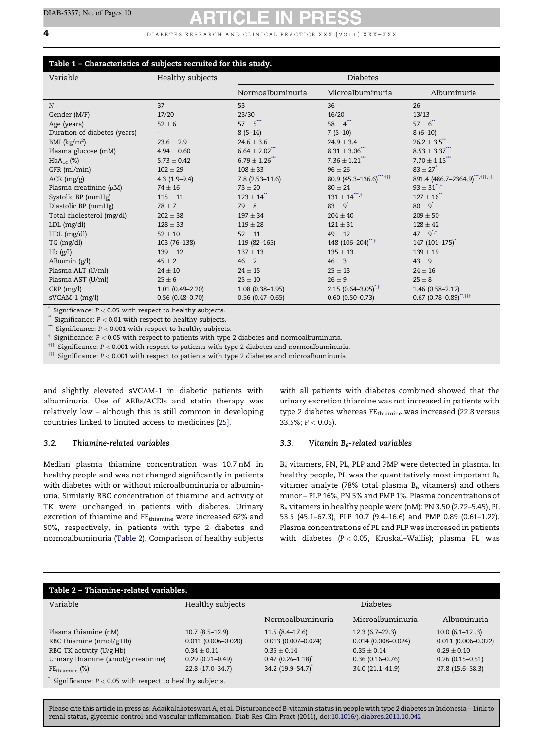**Table 1 – Characteristics of subjects recruited for this study.**

| Variable | Healthy subjects | Diabetes | | |
|---|---|---|---|---|
| | | Normoalbuminuria | Microalbuminuria | Albuminuria |
| N | 37 | 53 | 36 | 26 |
| Gender (M/F) | 17/20 | 23/30 | 16/20 | 13/13 |
| Age (years) | 52 ± 6 | 57 ± 5*** | 58 ± 4*** | 57 ± 6** |
| Duration of diabetes (years) | – | 8 (5–14) | 7 (5–10) | 8 (6–10) |
| BMI (kg/m²) | 23.6 ± 2.9 | 24.6 ± 3.6 | 24.9 ± 3.4 | 26.2 ± 3.5** |
| Plasma glucose (mM) | 4.94 ± 0.60 | 6.64 ± 2.02*** | 8.31 ± 3.06*** | 8.53 ± 3.37*** |
| $HbA_{1c}$ (%) | 5.73 ± 0.42 | 6.79 ± 1.26*** | 7.36 ± 1.21*** | 7.70 ± 1.15*** |
| GFR (ml/min) | 102 ± 29 | 108 ± 33 | 96 ± 26 | 83 ± 27* |
| ACR (mg/g) | 4.3 (1.9–9.4) | 7.8 (2.53–11.6) | 80.9 (45.3–136.6)***,††† | 891.4 (486.7–2364.9)***,†††,‡‡‡ |
| Plasma creatinine (μM) | 74 ± 16 | 73 ± 20 | 80 ± 24 | 93 ± 31**,† |
| Systolic BP (mmHg) | 115 ± 11 | 123 ± 14** | 131 ± 14***,† | 127 ± 16** |
| Diastolic BP (mmHg) | 78 ± 7 | 79 ± 8 | 83 ± 9* | 80 ± 9* |
| Total cholesterol (mg/dl) | 202 ± 38 | 197 ± 34 | 204 ± 40 | 209 ± 50 |
| LDL (mg/dl) | 128 ± 33 | 119 ± 28 | 121 ± 31 | 128 ± 42 |
| HDL (mg/dl) | 52 ± 10 | 52 ± 11 | 49 ± 12 | 47 ± 9*,† |
| TG (mg/dl) | 103 (76–138) | 119 (82–165) | 148 (106–204)**,† | 147 (101–175)* |
| Hb (g/l) | 139 ± 12 | 137 ± 13 | 135 ± 13 | 139 ± 19 |
| Albumin (g/l) | 45 ± 2 | 46 ± 2 | 46 ± 3 | 43 ± 9 |
| Plasma ALT (U/ml) | 24 ± 10 | 24 ± 15 | 25 ± 13 | 24 ± 16 |
| Plasma AST (U/ml) | 25 ± 6 | 25 ± 10 | 26 ± 9 | 25 ± 8 |
| CRP (mg/l) | 1.01 (0.49–2.20) | 1.08 (0.38–1.95) | 2.15 (0.64–3.05)*,† | 1.46 (0.58–2.12) |
| sVCAM-1 (mg/l) | 0.56 (0.48–0.70) | 0.56 (0.47–0.65) | 0.60 (0.50–0.73) | 0.67 (0.78–0.89)**,††† |

\* Significance: $P < 0.05$ with respect to healthy subjects.
\*\* Significance: $P < 0.01$ with respect to healthy subjects.
\*\*\* Significance: $P < 0.001$ with respect to healthy subjects.
† Significance: $P < 0.05$ with respect to patients with type 2 diabetes and normoalbuminuria.
††† Significance: $P < 0.001$ with respect to patients with type 2 diabetes and normoalbuminuria.
‡‡‡ Significance: $P < 0.001$ with respect to patients with type 2 diabetes and microalbuminuria.

and slightly elevated sVCAM-1 in diabetic patients with albuminuria. Use of ARBs/ACEIs and statin therapy was relatively low – although this is still common in developing countries linked to limited access to medicines [25].

### 3.2. Thiamine-related variables

Median plasma thiamine concentration was 10.7 nM in healthy people and was not changed significantly in patients with diabetes with or without microalbuminuria or albuminuria. Similarly RBC concentration of thiamine and activity of TK were unchanged in patients with diabetes. Urinary excretion of thiamine and $FE_{thiamine}$ were increased 62% and 50%, respectively, in patients with type 2 diabetes and normoalbuminuria (Table 2). Comparison of healthy subjects with all patients with diabetes combined showed that the urinary excretion thiamine was not increased in patients with type 2 diabetes whereas $FE_{thiamine}$ was increased (22.8 versus 33.5%; $P < 0.05$).

### 3.3. Vitamin $B_6$-related variables

$B_6$ vitamers, PN, PL, PLP and PMP were detected in plasma. In healthy people, PL was the quantitatively most important $B_6$ vitamer analyte (78% total plasma $B_6$ vitamers) and others minor – PLP 16%, PN 5% and PMP 1%. Plasma concentrations of $B_6$ vitamers in healthy people were (nM): PN 3.50 (2.72–5.45), PL 53.5 (45.1–67.3), PLP 10.7 (9.4–16.6) and PMP 0.89 (0.61–1.22). Plasma concentrations of PL and PLP was increased in patients with diabetes ($P < 0.05$, Kruskal–Wallis); plasma PL was

**Table 2 – Thiamine-related variables.**

| Variable | Healthy subjects | Diabetes | | |
|---|---|---|---|---|
| | | Normoalbuminuria | Microalbuminuria | Albuminuria |
| Plasma thiamine (nM) | 10.7 (8.5–12.9) | 11.5 (8.4–17.6) | 12.3 (6.7–22.3) | 10.0 (6.1–12 .3) |
| RBC thiamine (nmol/g Hb) | 0.011 (0.006–0.020) | 0.013 (0.007–0.024) | 0.014 (0.008–0.024) | 0.011 (0.006–0.022) |
| RBC TK activity (U/g Hb) | 0.34 ± 0.11 | 0.35 ± 0.14 | 0.35 ± 0.14 | 0.29 ± 0.10 |
| Urinary thiamine (μmol/g creatinine) | 0.29 (0.21–0.49) | 0.47 (0.26–1.18)* | 0.36 (0.16–0.76) | 0.26 (0.15–0.51) |
| $FE_{thiamine}$ (%) | 22.8 (17.0–34.7) | 34.2 (19.9–54.7)* | 34.0 (21.1–41.9) | 27.8 (15.6–58.3) |

\* Significance: $P < 0.05$ with respect to healthy subjects.

Please cite this article in press as: Adaikalakoteswari A, et al. Disturbance of B-vitamin status in people with type 2 diabetes in Indonesia—Link to renal status, glycemic control and vascular inflammation. Diab Res Clin Pract (2011), doi:10.1016/j.diabres.2011.10.042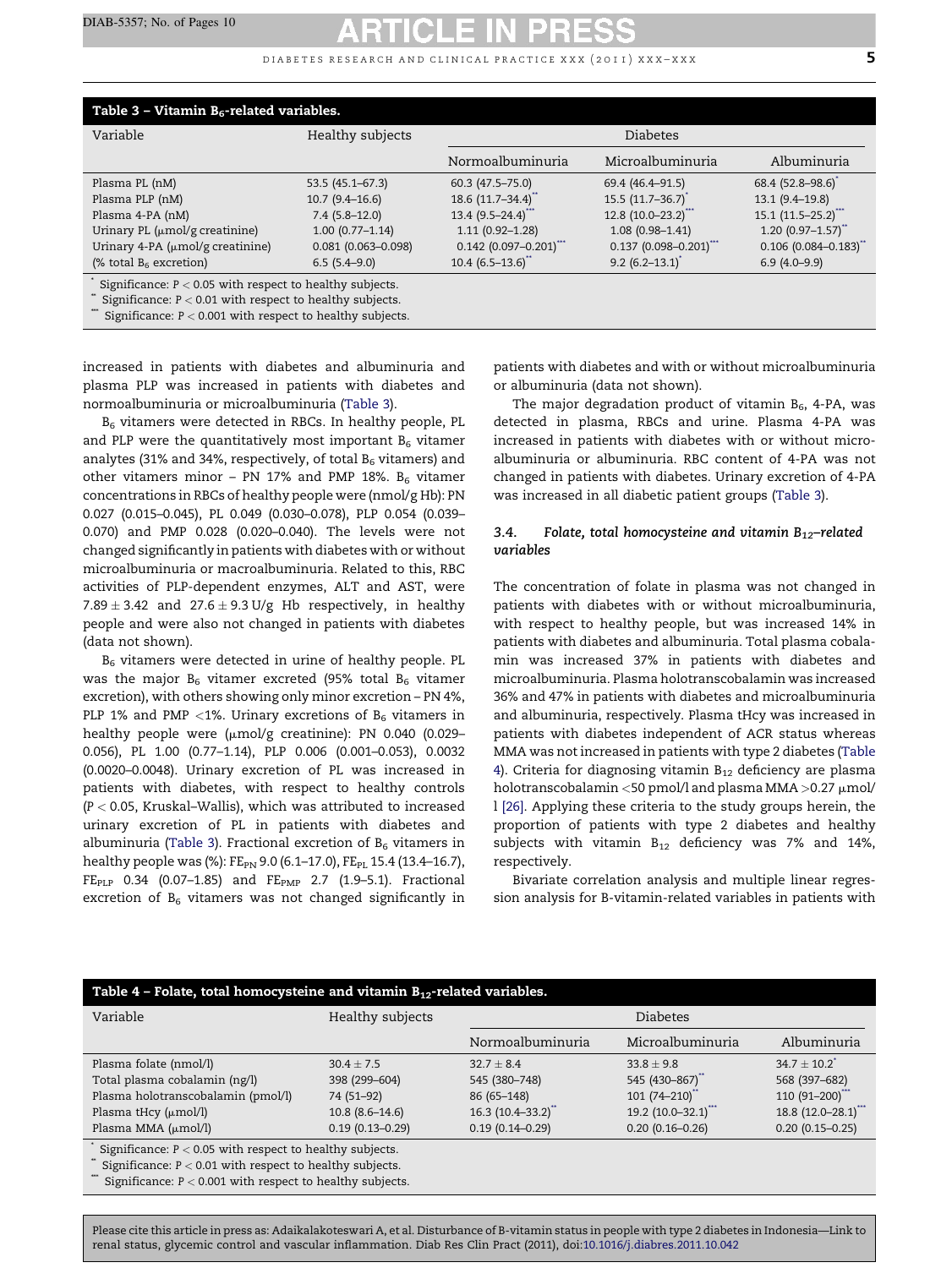**Table 3 – Vitamin $B_6$-related variables.**

| Variable | Healthy subjects | Diabetes | | |
|---|---|---|---|---|
| | | Normoalbuminuria | Microalbuminuria | Albuminuria |
| Plasma PL (nM) | 53.5 (45.1–67.3) | 60.3 (47.5–75.0) | 69.4 (46.4–91.5) | 68.4 (52.8–98.6)* |
| Plasma PLP (nM) | 10.7 (9.4–16.6) | 18.6 (11.7–34.4)** | 15.5 (11.7–36.7)* | 13.1 (9.4–19.8) |
| Plasma 4-PA (nM) | 7.4 (5.8–12.0) | 13.4 (9.5–24.4)*** | 12.8 (10.0–23.2)*** | 15.1 (11.5–25.2)*** |
| Urinary PL (μmol/g creatinine) | 1.00 (0.77–1.14) | 1.11 (0.92–1.28) | 1.08 (0.98–1.41) | 1.20 (0.97–1.57)** |
| Urinary 4-PA (μmol/g creatinine) | 0.081 (0.063–0.098) | 0.142 (0.097–0.201)*** | 0.137 (0.098–0.201)*** | 0.106 (0.084–0.183)** |
| (% total $B_6$ excretion) | 6.5 (5.4–9.0) | 10.4 (6.5–13.6)** | 9.2 (6.2–13.1)* | 6.9 (4.0–9.9) |

\* Significance: $P < 0.05$ with respect to healthy subjects.
\** Significance: $P < 0.01$ with respect to healthy subjects.
\*** Significance: $P < 0.001$ with respect to healthy subjects.

increased in patients with diabetes and albuminuria and plasma PLP was increased in patients with diabetes and normoalbuminuria or microalbuminuria (Table 3).

$B_6$ vitamers were detected in RBCs. In healthy people, PL and PLP were the quantitatively most important $B_6$ vitamer analytes (31% and 34%, respectively, of total $B_6$ vitamers) and other vitamers minor – PN 17% and PMP 18%. $B_6$ vitamer concentrations in RBCs of healthy people were (nmol/g Hb): PN 0.027 (0.015–0.045), PL 0.049 (0.030–0.078), PLP 0.054 (0.039–0.070) and PMP 0.028 (0.020–0.040). The levels were not changed significantly in patients with diabetes with or without microalbuminuria or macroalbuminuria. Related to this, RBC activities of PLP-dependent enzymes, ALT and AST, were $7.89 \pm 3.42$ and $27.6 \pm 9.3$ U/g Hb respectively, in healthy people and were also not changed in patients with diabetes (data not shown).

$B_6$ vitamers were detected in urine of healthy people. PL was the major $B_6$ vitamer excreted (95% total $B_6$ vitamer excretion), with others showing only minor excretion – PN 4%, PLP 1% and PMP <1%. Urinary excretions of $B_6$ vitamers in healthy people were (μmol/g creatinine): PN 0.040 (0.029–0.056), PL 1.00 (0.77–1.14), PLP 0.006 (0.001–0.053), 0.0032 (0.0020–0.0048). Urinary excretion of PL was increased in patients with diabetes, with respect to healthy controls ($P < 0.05$, Kruskal–Wallis), which was attributed to increased urinary excretion of PL in patients with diabetes and albuminuria (Table 3). Fractional excretion of $B_6$ vitamers in healthy people was (%): $FE_{PN}$ 9.0 (6.1–17.0), $FE_{PL}$ 15.4 (13.4–16.7), $FE_{PLP}$ 0.34 (0.07–1.85) and $FE_{PMP}$ 2.7 (1.9–5.1). Fractional excretion of $B_6$ vitamers was not changed significantly in patients with diabetes and with or without microalbuminuria or albuminuria (data not shown).

The major degradation product of vitamin $B_6$, 4-PA, was detected in plasma, RBCs and urine. Plasma 4-PA was increased in patients with diabetes with or without microalbuminuria or albuminuria. RBC content of 4-PA was not changed in patients with diabetes. Urinary excretion of 4-PA was increased in all diabetic patient groups (Table 3).

### 3.4. Folate, total homocysteine and vitamin $B_{12}$-related variables

The concentration of folate in plasma was not changed in patients with diabetes with or without microalbuminuria, with respect to healthy people, but was increased 14% in patients with diabetes and albuminuria. Total plasma cobalamin was increased 37% in patients with diabetes and microalbuminuria. Plasma holotranscobalamin was increased 36% and 47% in patients with diabetes and microalbuminuria and albuminuria, respectively. Plasma tHcy was increased in patients with diabetes independent of ACR status whereas MMA was not increased in patients with type 2 diabetes (Table 4). Criteria for diagnosing vitamin $B_{12}$ deficiency are plasma holotranscobalamin <50 pmol/l and plasma MMA >0.27 μmol/l [26]. Applying these criteria to the study groups herein, the proportion of patients with type 2 diabetes and healthy subjects with vitamin $B_{12}$ deficiency was 7% and 14%, respectively.

Bivariate correlation analysis and multiple linear regression analysis for B-vitamin-related variables in patients with

**Table 4 – Folate, total homocysteine and vitamin $B_{12}$-related variables.**

| Variable | Healthy subjects | Diabetes | | |
|---|---|---|---|---|
| | | Normoalbuminuria | Microalbuminuria | Albuminuria |
| Plasma folate (nmol/l) | $30.4 \pm 7.5$ | $32.7 \pm 8.4$ | $33.8 \pm 9.8$ | $34.7 \pm 10.2$* |
| Total plasma cobalamin (ng/l) | 398 (299–604) | 545 (380–748) | 545 (430–867)** | 568 (397–682) |
| Plasma holotranscobalamin (pmol/l) | 74 (51–92) | 86 (65–148) | 101 (74–210)** | 110 (91–200)*** |
| Plasma tHcy (μmol/l) | 10.8 (8.6–14.6) | 16.3 (10.4–33.2)** | 19.2 (10.0–32.1)*** | 18.8 (12.0–28.1)*** |
| Plasma MMA (μmol/l) | 0.19 (0.13–0.29) | 0.19 (0.14–0.29) | 0.20 (0.16–0.26) | 0.20 (0.15–0.25) |

\* Significance: $P < 0.05$ with respect to healthy subjects.
\** Significance: $P < 0.01$ with respect to healthy subjects.
\*** Significance: $P < 0.001$ with respect to healthy subjects.

Please cite this article in press as: Adaikalakoteswari A, et al. Disturbance of B-vitamin status in people with type 2 diabetes in Indonesia—Link to renal status, glycemic control and vascular inflammation. Diab Res Clin Pract (2011), doi:10.1016/j.diabres.2011.10.042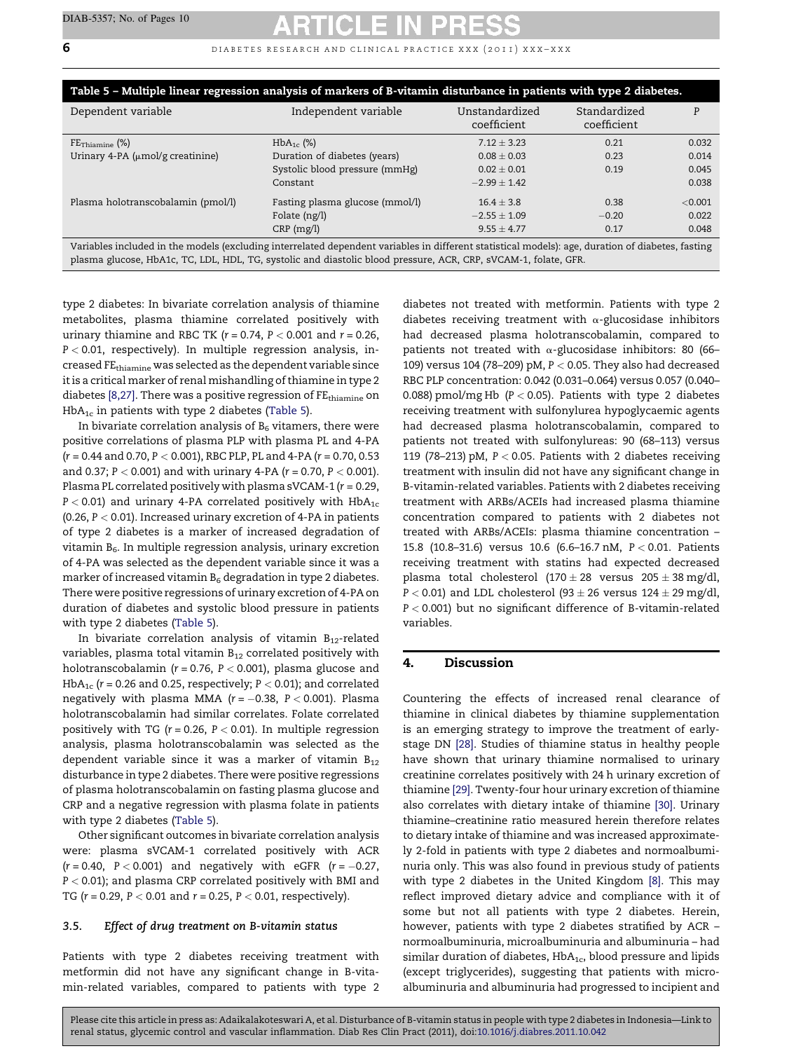**Table 5 – Multiple linear regression analysis of markers of B-vitamin disturbance in patients with type 2 diabetes.**

| Dependent variable | Independent variable | Unstandardized coefficient | Standardized coefficient | P |
|---|---|---|---|---|
| $FE_{Thiamine}$ (%) | $HbA_{1c}$ (%) | 7.12 ± 3.23 | 0.21 | 0.032 |
| Urinary 4-PA (μmol/g creatinine) | Duration of diabetes (years) | 0.08 ± 0.03 | 0.23 | 0.014 |
| | Systolic blood pressure (mmHg) | 0.02 ± 0.01 | 0.19 | 0.045 |
| | Constant | −2.99 ± 1.42 | | 0.038 |
| Plasma holotranscobalamin (pmol/l) | Fasting plasma glucose (mmol/l) | 16.4 ± 3.8 | 0.38 | <0.001 |
| | Folate (ng/l) | −2.55 ± 1.09 | −0.20 | 0.022 |
| | CRP (mg/l) | 9.55 ± 4.77 | 0.17 | 0.048 |

Variables included in the models (excluding interrelated dependent variables in different statistical models): age, duration of diabetes, fasting plasma glucose, HbA1c, TC, LDL, HDL, TG, systolic and diastolic blood pressure, ACR, CRP, sVCAM-1, folate, GFR.

type 2 diabetes: In bivariate correlation analysis of thiamine metabolites, plasma thiamine correlated positively with urinary thiamine and RBC TK ($r = 0.74$, $P < 0.001$ and $r = 0.26$, $P < 0.01$, respectively). In multiple regression analysis, increased $FE_{thiamine}$ was selected as the dependent variable since it is a critical marker of renal mishandling of thiamine in type 2 diabetes [8,27]. There was a positive regression of $FE_{thiamine}$ on $HbA_{1c}$ in patients with type 2 diabetes (Table 5).

In bivariate correlation analysis of $B_6$ vitamers, there were positive correlations of plasma PLP with plasma PL and 4-PA ($r = 0.44$ and 0.70, $P < 0.001$), RBC PLP, PL and 4-PA ($r = 0.70$, 0.53 and 0.37; $P < 0.001$) and with urinary 4-PA ($r = 0.70$, $P < 0.001$). Plasma PL correlated positively with plasma sVCAM-1 ($r = 0.29$, $P < 0.01$) and urinary 4-PA correlated positively with $HbA_{1c}$ (0.26, $P < 0.01$). Increased urinary excretion of 4-PA in patients of type 2 diabetes is a marker of increased degradation of vitamin $B_6$. In multiple regression analysis, urinary excretion of 4-PA was selected as the dependent variable since it was a marker of increased vitamin $B_6$ degradation in type 2 diabetes. There were positive regressions of urinary excretion of 4-PA on duration of diabetes and systolic blood pressure in patients with type 2 diabetes (Table 5).

In bivariate correlation analysis of vitamin $B_{12}$-related variables, plasma total vitamin $B_{12}$ correlated positively with holotranscobalamin ($r = 0.76$, $P < 0.001$), plasma glucose and $HbA_{1c}$ ($r = 0.26$ and 0.25, respectively; $P < 0.01$); and correlated negatively with plasma MMA ($r = -0.38$, $P < 0.001$). Plasma holotranscobalamin had similar correlates. Folate correlated positively with TG ($r = 0.26$, $P < 0.01$). In multiple regression analysis, plasma holotranscobalamin was selected as the dependent variable since it was a marker of vitamin $B_{12}$ disturbance in type 2 diabetes. There were positive regressions of plasma holotranscobalamin on fasting plasma glucose and CRP and a negative regression with plasma folate in patients with type 2 diabetes (Table 5).

Other significant outcomes in bivariate correlation analysis were: plasma sVCAM-1 correlated positively with ACR ($r = 0.40$, $P < 0.001$) and negatively with eGFR ($r = -0.27$, $P < 0.01$); and plasma CRP correlated positively with BMI and TG ($r = 0.29$, $P < 0.01$ and $r = 0.25$, $P < 0.01$, respectively).

### 3.5. *Effect of drug treatment on B-vitamin status*

Patients with type 2 diabetes receiving treatment with metformin did not have any significant change in B-vitamin-related variables, compared to patients with type 2 diabetes not treated with metformin. Patients with type 2 diabetes receiving treatment with α-glucosidase inhibitors had decreased plasma holotranscobalamin, compared to patients not treated with α-glucosidase inhibitors: 80 (66–109) versus 104 (78–209) pM, $P < 0.05$. They also had decreased RBC PLP concentration: 0.042 (0.031–0.064) versus 0.057 (0.040–0.088) pmol/mg Hb ($P < 0.05$). Patients with type 2 diabetes receiving treatment with sulfonylurea hypoglycaemic agents had decreased plasma holotranscobalamin, compared to patients not treated with sulfonylureas: 90 (68–113) versus 119 (78–213) pM, $P < 0.05$. Patients with 2 diabetes receiving treatment with insulin did not have any significant change in B-vitamin-related variables. Patients with 2 diabetes receiving treatment with ARBs/ACEIs had increased plasma thiamine concentration compared to patients with 2 diabetes not treated with ARBs/ACEIs: plasma thiamine concentration – 15.8 (10.8–31.6) versus 10.6 (6.6–16.7 nM, $P < 0.01$. Patients receiving treatment with statins had expected decreased plasma total cholesterol (170 ± 28 versus 205 ± 38 mg/dl, $P < 0.01$) and LDL cholesterol (93 ± 26 versus 124 ± 29 mg/dl, $P < 0.001$) but no significant difference of B-vitamin-related variables.

## 4. Discussion

Countering the effects of increased renal clearance of thiamine in clinical diabetes by thiamine supplementation is an emerging strategy to improve the treatment of early-stage DN [28]. Studies of thiamine status in healthy people have shown that urinary thiamine normalised to urinary creatinine correlates positively with 24 h urinary excretion of thiamine [29]. Twenty-four hour urinary excretion of thiamine also correlates with dietary intake of thiamine [30]. Urinary thiamine–creatinine ratio measured herein therefore relates to dietary intake of thiamine and was increased approximately 2-fold in patients with type 2 diabetes and normoalbuminuria only. This was also found in previous study of patients with type 2 diabetes in the United Kingdom [8]. This may reflect improved dietary advice and compliance with it of some but not all patients with type 2 diabetes. Herein, however, patients with type 2 diabetes stratified by ACR – normoalbuminuria, microalbuminuria and albuminuria – had similar duration of diabetes, $HbA_{1c}$, blood pressure and lipids (except triglycerides), suggesting that patients with microalbuminuria and albuminuria had progressed to incipient and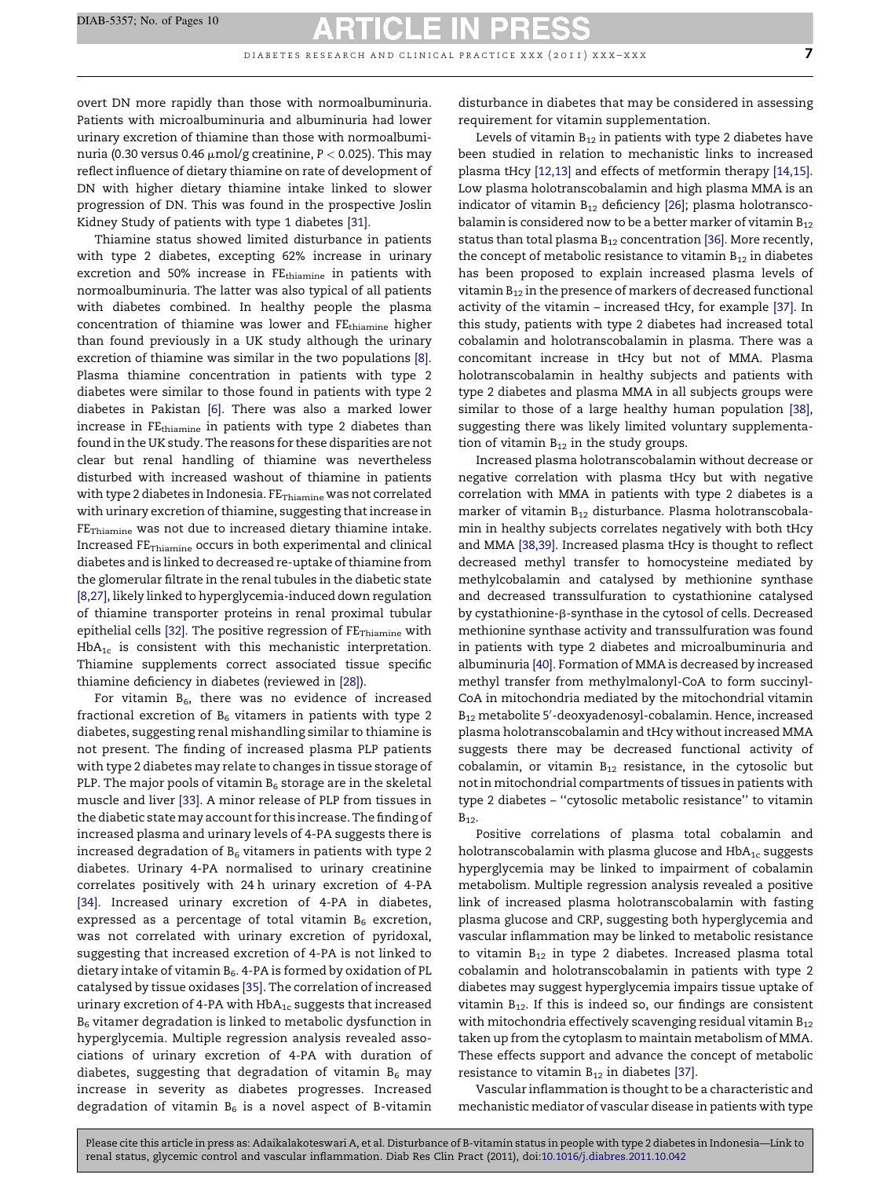overt DN more rapidly than those with normoalbuminuria. Patients with microalbuminuria and albuminuria had lower urinary excretion of thiamine than those with normoalbuminuria (0.30 versus 0.46 μmol/g creatinine, $P < 0.025$). This may reflect influence of dietary thiamine on rate of development of DN with higher dietary thiamine intake linked to slower progression of DN. This was found in the prospective Joslin Kidney Study of patients with type 1 diabetes [31].

Thiamine status showed limited disturbance in patients with type 2 diabetes, excepting 62% increase in urinary excretion and 50% increase in $FE_{thiamine}$ in patients with normoalbuminuria. The latter was also typical of all patients with diabetes combined. In healthy people the plasma concentration of thiamine was lower and $FE_{thiamine}$ higher than found previously in a UK study although the urinary excretion of thiamine was similar in the two populations [8]. Plasma thiamine concentration in patients with type 2 diabetes were similar to those found in patients with type 2 diabetes in Pakistan [6]. There was also a marked lower increase in $FE_{thiamine}$ in patients with type 2 diabetes than found in the UK study. The reasons for these disparities are not clear but renal handling of thiamine was nevertheless disturbed with increased washout of thiamine in patients with type 2 diabetes in Indonesia. $FE_{Thiamine}$ was not correlated with urinary excretion of thiamine, suggesting that increase in $FE_{Thiamine}$ was not due to increased dietary thiamine intake. Increased $FE_{Thiamine}$ occurs in both experimental and clinical diabetes and is linked to decreased re-uptake of thiamine from the glomerular filtrate in the renal tubules in the diabetic state [8,27], likely linked to hyperglycemia-induced down regulation of thiamine transporter proteins in renal proximal tubular epithelial cells [32]. The positive regression of $FE_{Thiamine}$ with $HbA_{1c}$ is consistent with this mechanistic interpretation. Thiamine supplements correct associated tissue specific thiamine deficiency in diabetes (reviewed in [28]).

For vitamin $B_6$, there was no evidence of increased fractional excretion of $B_6$ vitamers in patients with type 2 diabetes, suggesting renal mishandling similar to thiamine is not present. The finding of increased plasma PLP patients with type 2 diabetes may relate to changes in tissue storage of PLP. The major pools of vitamin $B_6$ storage are in the skeletal muscle and liver [33]. A minor release of PLP from tissues in the diabetic state may account for this increase. The finding of increased plasma and urinary levels of 4-PA suggests there is increased degradation of $B_6$ vitamers in patients with type 2 diabetes. Urinary 4-PA normalised to urinary creatinine correlates positively with 24 h urinary excretion of 4-PA [34]. Increased urinary excretion of 4-PA in diabetes, expressed as a percentage of total vitamin $B_6$ excretion, was not correlated with urinary excretion of pyridoxal, suggesting that increased excretion of 4-PA is not linked to dietary intake of vitamin $B_6$. 4-PA is formed by oxidation of PL catalysed by tissue oxidases [35]. The correlation of increased urinary excretion of 4-PA with $HbA_{1c}$ suggests that increased $B_6$ vitamer degradation is linked to metabolic dysfunction in hyperglycemia. Multiple regression analysis revealed associations of urinary excretion of 4-PA with duration of diabetes, suggesting that degradation of vitamin $B_6$ may increase in severity as diabetes progresses. Increased degradation of vitamin $B_6$ is a novel aspect of B-vitamin disturbance in diabetes that may be considered in assessing requirement for vitamin supplementation.

Levels of vitamin $B_{12}$ in patients with type 2 diabetes have been studied in relation to mechanistic links to increased plasma tHcy [12,13] and effects of metformin therapy [14,15]. Low plasma holotranscobalamin and high plasma MMA is an indicator of vitamin $B_{12}$ deficiency [26]; plasma holotranscobalamin is considered now to be a better marker of vitamin $B_{12}$ status than total plasma $B_{12}$ concentration [36]. More recently, the concept of metabolic resistance to vitamin $B_{12}$ in diabetes has been proposed to explain increased plasma levels of vitamin $B_{12}$ in the presence of markers of decreased functional activity of the vitamin – increased tHcy, for example [37]. In this study, patients with type 2 diabetes had increased total cobalamin and holotranscobalamin in plasma. There was a concomitant increase in tHcy but not of MMA. Plasma holotranscobalamin in healthy subjects and patients with type 2 diabetes and plasma MMA in all subjects groups were similar to those of a large healthy human population [38], suggesting there was likely limited voluntary supplementation of vitamin $B_{12}$ in the study groups.

Increased plasma holotranscobalamin without decrease or negative correlation with plasma tHcy but with negative correlation with MMA in patients with type 2 diabetes is a marker of vitamin $B_{12}$ disturbance. Plasma holotranscobalamin in healthy subjects correlates negatively with both tHcy and MMA [38,39]. Increased plasma tHcy is thought to reflect decreased methyl transfer to homocysteine mediated by methylcobalamin and catalysed by methionine synthase and decreased transsulfuration to cystathionine catalysed by cystathionine-β-synthase in the cytosol of cells. Decreased methionine synthase activity and transsulfuration was found in patients with type 2 diabetes and microalbuminuria and albuminuria [40]. Formation of MMA is decreased by increased methyl transfer from methylmalonyl-CoA to form succinyl-CoA in mitochondria mediated by the mitochondrial vitamin $B_{12}$ metabolite 5′-deoxyadenosyl-cobalamin. Hence, increased plasma holotranscobalamin and tHcy without increased MMA suggests there may be decreased functional activity of cobalamin, or vitamin $B_{12}$ resistance, in the cytosolic but not in mitochondrial compartments of tissues in patients with type 2 diabetes – "cytosolic metabolic resistance" to vitamin $B_{12}$.

Positive correlations of plasma total cobalamin and holotranscobalamin with plasma glucose and $HbA_{1c}$ suggests hyperglycemia may be linked to impairment of cobalamin metabolism. Multiple regression analysis revealed a positive link of increased plasma holotranscobalamin with fasting plasma glucose and CRP, suggesting both hyperglycemia and vascular inflammation may be linked to metabolic resistance to vitamin $B_{12}$ in type 2 diabetes. Increased plasma total cobalamin and holotranscobalamin in patients with type 2 diabetes may suggest hyperglycemia impairs tissue uptake of vitamin $B_{12}$. If this is indeed so, our findings are consistent with mitochondria effectively scavenging residual vitamin $B_{12}$ taken up from the cytoplasm to maintain metabolism of MMA. These effects support and advance the concept of metabolic resistance to vitamin $B_{12}$ in diabetes [37].

Vascular inflammation is thought to be a characteristic and mechanistic mediator of vascular disease in patients with type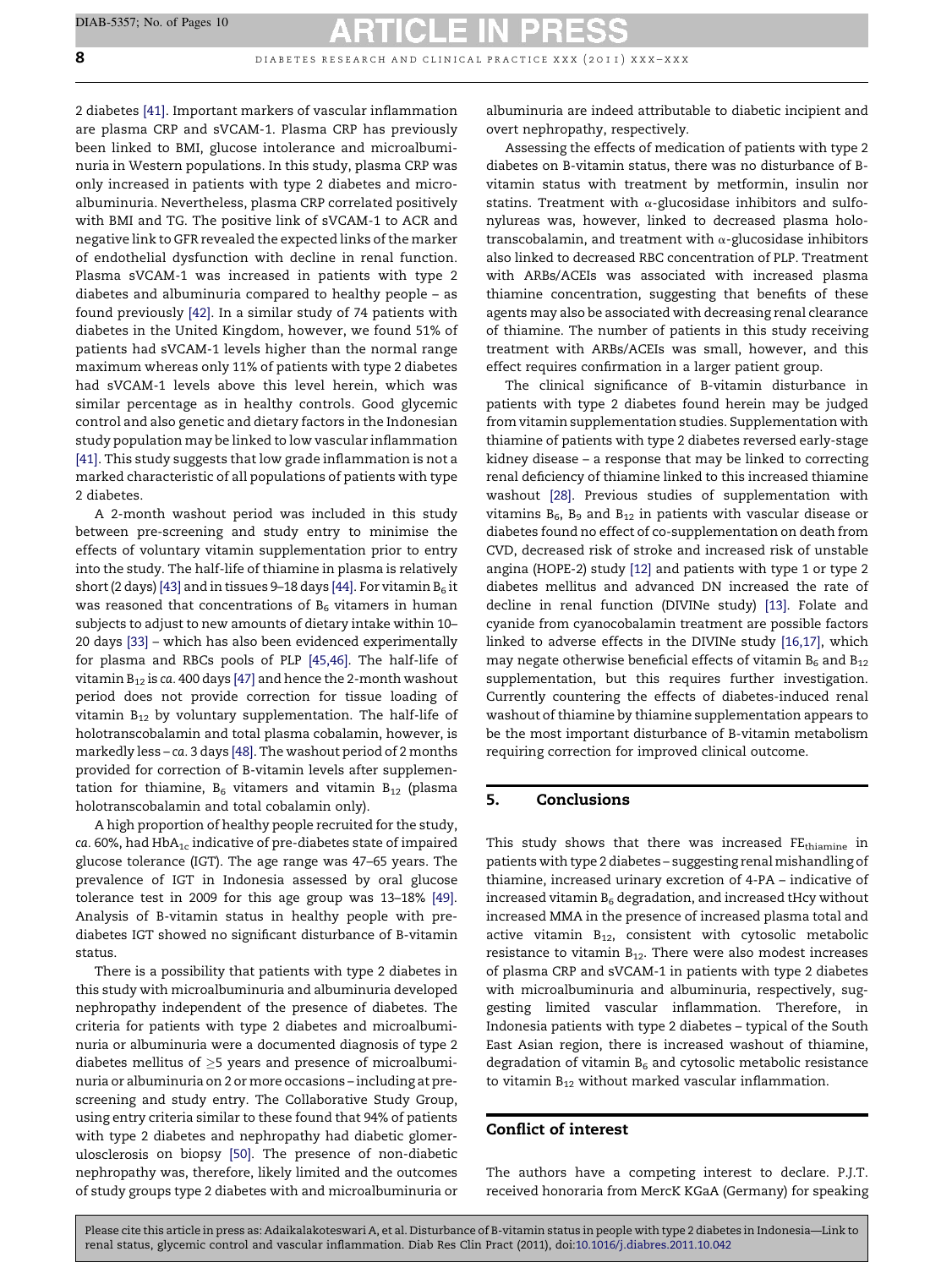2 diabetes [41]. Important markers of vascular inflammation are plasma CRP and sVCAM-1. Plasma CRP has previously been linked to BMI, glucose intolerance and microalbuminuria in Western populations. In this study, plasma CRP was only increased in patients with type 2 diabetes and microalbuminuria. Nevertheless, plasma CRP correlated positively with BMI and TG. The positive link of sVCAM-1 to ACR and negative link to GFR revealed the expected links of the marker of endothelial dysfunction with decline in renal function. Plasma sVCAM-1 was increased in patients with type 2 diabetes and albuminuria compared to healthy people – as found previously [42]. In a similar study of 74 patients with diabetes in the United Kingdom, however, we found 51% of patients had sVCAM-1 levels higher than the normal range maximum whereas only 11% of patients with type 2 diabetes had sVCAM-1 levels above this level herein, which was similar percentage as in healthy controls. Good glycemic control and also genetic and dietary factors in the Indonesian study population may be linked to low vascular inflammation [41]. This study suggests that low grade inflammation is not a marked characteristic of all populations of patients with type 2 diabetes.

A 2-month washout period was included in this study between pre-screening and study entry to minimise the effects of voluntary vitamin supplementation prior to entry into the study. The half-life of thiamine in plasma is relatively short (2 days) [43] and in tissues 9–18 days [44]. For vitamin $B_6$ it was reasoned that concentrations of $B_6$ vitamers in human subjects to adjust to new amounts of dietary intake within 10–20 days [33] – which has also been evidenced experimentally for plasma and RBCs pools of PLP [45,46]. The half-life of vitamin $B_{12}$ is *ca.* 400 days [47] and hence the 2-month washout period does not provide correction for tissue loading of vitamin $B_{12}$ by voluntary supplementation. The half-life of holotranscobalamin and total plasma cobalamin, however, is markedly less – *ca.* 3 days [48]. The washout period of 2 months provided for correction of B-vitamin levels after supplementation for thiamine, $B_6$ vitamers and vitamin $B_{12}$ (plasma holotranscobalamin and total cobalamin only).

A high proportion of healthy people recruited for the study, *ca.* 60%, had $HbA_{1c}$ indicative of pre-diabetes state of impaired glucose tolerance (IGT). The age range was 47–65 years. The prevalence of IGT in Indonesia assessed by oral glucose tolerance test in 2009 for this age group was 13–18% [49]. Analysis of B-vitamin status in healthy people with pre-diabetes IGT showed no significant disturbance of B-vitamin status.

There is a possibility that patients with type 2 diabetes in this study with microalbuminuria and albuminuria developed nephropathy independent of the presence of diabetes. The criteria for patients with type 2 diabetes and microalbuminuria or albuminuria were a documented diagnosis of type 2 diabetes mellitus of ≥5 years and presence of microalbuminuria or albuminuria on 2 or more occasions – including at pre-screening and study entry. The Collaborative Study Group, using entry criteria similar to these found that 94% of patients with type 2 diabetes and nephropathy had diabetic glomerulosclerosis on biopsy [50]. The presence of non-diabetic nephropathy was, therefore, likely limited and the outcomes of study groups type 2 diabetes with and microalbuminuria or albuminuria are indeed attributable to diabetic incipient and overt nephropathy, respectively.

Assessing the effects of medication of patients with type 2 diabetes on B-vitamin status, there was no disturbance of B-vitamin status with treatment by metformin, insulin nor statins. Treatment with α-glucosidase inhibitors and sulfonylureas was, however, linked to decreased plasma holotranscobalamin, and treatment with α-glucosidase inhibitors also linked to decreased RBC concentration of PLP. Treatment with ARBs/ACEIs was associated with increased plasma thiamine concentration, suggesting that benefits of these agents may also be associated with decreasing renal clearance of thiamine. The number of patients in this study receiving treatment with ARBs/ACEIs was small, however, and this effect requires confirmation in a larger patient group.

The clinical significance of B-vitamin disturbance in patients with type 2 diabetes found herein may be judged from vitamin supplementation studies. Supplementation with thiamine of patients with type 2 diabetes reversed early-stage kidney disease – a response that may be linked to correcting renal deficiency of thiamine linked to this increased thiamine washout [28]. Previous studies of supplementation with vitamins $B_6$, $B_9$ and $B_{12}$ in patients with vascular disease or diabetes found no effect of co-supplementation on death from CVD, decreased risk of stroke and increased risk of unstable angina (HOPE-2) study [12] and patients with type 1 or type 2 diabetes mellitus and advanced DN increased the rate of decline in renal function (DIVINe study) [13]. Folate and cyanide from cyanocobalamin treatment are possible factors linked to adverse effects in the DIVINe study [16,17], which may negate otherwise beneficial effects of vitamin $B_6$ and $B_{12}$ supplementation, but this requires further investigation. Currently countering the effects of diabetes-induced renal washout of thiamine by thiamine supplementation appears to be the most important disturbance of B-vitamin metabolism requiring correction for improved clinical outcome.

## 5. Conclusions

This study shows that there was increased $FE_{thiamine}$ in patients with type 2 diabetes – suggesting renal mishandling of thiamine, increased urinary excretion of 4-PA – indicative of increased vitamin $B_6$ degradation, and increased tHcy without increased MMA in the presence of increased plasma total and active vitamin $B_{12}$, consistent with cytosolic metabolic resistance to vitamin $B_{12}$. There were also modest increases of plasma CRP and sVCAM-1 in patients with type 2 diabetes with microalbuminuria and albuminuria, respectively, suggesting limited vascular inflammation. Therefore, in Indonesia patients with type 2 diabetes – typical of the South East Asian region, there is increased washout of thiamine, degradation of vitamin $B_6$ and cytosolic metabolic resistance to vitamin $B_{12}$ without marked vascular inflammation.

## Conflict of interest

The authors have a competing interest to declare. P.J.T. received honoraria from MercK KGaA (Germany) for speaking

Please cite this article in press as: Adaikalakoteswari A, et al. Disturbance of B-vitamin status in people with type 2 diabetes in Indonesia—Link to renal status, glycemic control and vascular inflammation. Diab Res Clin Pract (2011), doi:10.1016/j.diabres.2011.10.042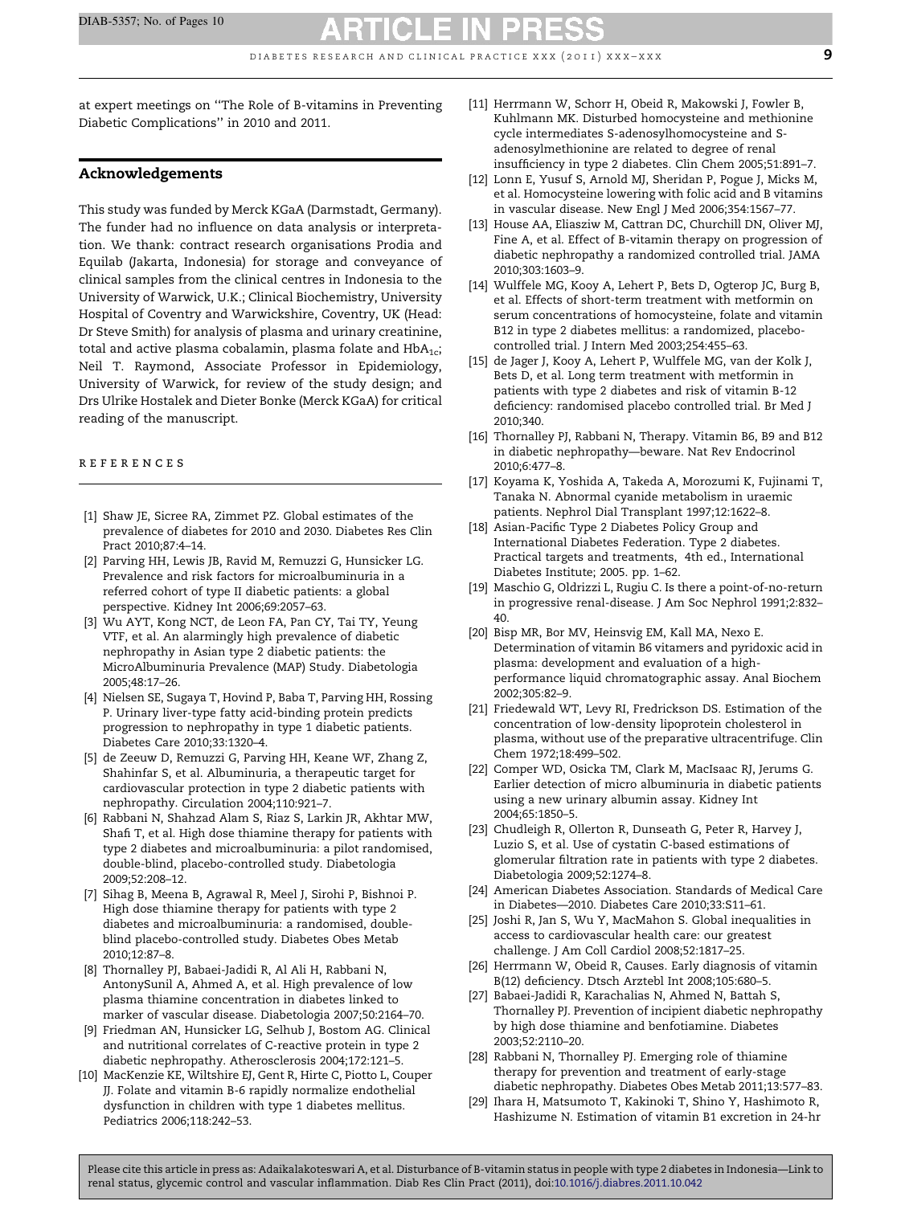at expert meetings on "The Role of B-vitamins in Preventing Diabetic Complications" in 2010 and 2011.

## Acknowledgements

This study was funded by Merck KGaA (Darmstadt, Germany). The funder had no influence on data analysis or interpretation. We thank: contract research organisations Prodia and Equilab (Jakarta, Indonesia) for storage and conveyance of clinical samples from the clinical centres in Indonesia to the University of Warwick, U.K.; Clinical Biochemistry, University Hospital of Coventry and Warwickshire, Coventry, UK (Head: Dr Steve Smith) for analysis of plasma and urinary creatinine, total and active plasma cobalamin, plasma folate and $HbA_{1c}$; Neil T. Raymond, Associate Professor in Epidemiology, University of Warwick, for review of the study design; and Drs Ulrike Hostalek and Dieter Bonke (Merck KGaA) for critical reading of the manuscript.

## REFERENCES

[1] Shaw JE, Sicree RA, Zimmet PZ. Global estimates of the prevalence of diabetes for 2010 and 2030. Diabetes Res Clin Pract 2010;87:4–14.

[2] Parving HH, Lewis JB, Ravid M, Remuzzi G, Hunsicker LG. Prevalence and risk factors for microalbuminuria in a referred cohort of type II diabetic patients: a global perspective. Kidney Int 2006;69:2057–63.

[3] Wu AYT, Kong NCT, de Leon FA, Pan CY, Tai TY, Yeung VTF, et al. An alarmingly high prevalence of diabetic nephropathy in Asian type 2 diabetic patients: the MicroAlbuminuria Prevalence (MAP) Study. Diabetologia 2005;48:17–26.

[4] Nielsen SE, Sugaya T, Hovind P, Baba T, Parving HH, Rossing P. Urinary liver-type fatty acid-binding protein predicts progression to nephropathy in type 1 diabetic patients. Diabetes Care 2010;33:1320–4.

[5] de Zeeuw D, Remuzzi G, Parving HH, Keane WF, Zhang Z, Shahinfar S, et al. Albuminuria, a therapeutic target for cardiovascular protection in type 2 diabetic patients with nephropathy. Circulation 2004;110:921–7.

[6] Rabbani N, Shahzad Alam S, Riaz S, Larkin JR, Akhtar MW, Shafi T, et al. High dose thiamine therapy for patients with type 2 diabetes and microalbuminuria: a pilot randomised, double-blind, placebo-controlled study. Diabetologia 2009;52:208–12.

[7] Sihag B, Meena B, Agrawal R, Meel J, Sirohi P, Bishnoi P. High dose thiamine therapy for patients with type 2 diabetes and microalbuminuria: a randomised, double-blind placebo-controlled study. Diabetes Obes Metab 2010;12:87–8.

[8] Thornalley PJ, Babaei-Jadidi R, Al Ali H, Rabbani N, AntonySunil A, Ahmed A, et al. High prevalence of low plasma thiamine concentration in diabetes linked to marker of vascular disease. Diabetologia 2007;50:2164–70.

[9] Friedman AN, Hunsicker LG, Selhub J, Bostom AG. Clinical and nutritional correlates of C-reactive protein in type 2 diabetic nephropathy. Atherosclerosis 2004;172:121–5.

[10] MacKenzie KE, Wiltshire EJ, Gent R, Hirte C, Piotto L, Couper JJ. Folate and vitamin B-6 rapidly normalize endothelial dysfunction in children with type 1 diabetes mellitus. Pediatrics 2006;118:242–53.

[11] Herrmann W, Schorr H, Obeid R, Makowski J, Fowler B, Kuhlmann MK. Disturbed homocysteine and methionine cycle intermediates S-adenosylhomocysteine and S-adenosylmethionine are related to degree of renal insufficiency in type 2 diabetes. Clin Chem 2005;51:891–7.

[12] Lonn E, Yusuf S, Arnold MJ, Sheridan P, Pogue J, Micks M, et al. Homocysteine lowering with folic acid and B vitamins in vascular disease. New Engl J Med 2006;354:1567–77.

[13] House AA, Eliasziw M, Cattran DC, Churchill DN, Oliver MJ, Fine A, et al. Effect of B-vitamin therapy on progression of diabetic nephropathy a randomized controlled trial. JAMA 2010;303:1603–9.

[14] Wulffele MG, Kooy A, Lehert P, Bets D, Ogterop JC, Burg B, et al. Effects of short-term treatment with metformin on serum concentrations of homocysteine, folate and vitamin B12 in type 2 diabetes mellitus: a randomized, placebo-controlled trial. J Intern Med 2003;254:455–63.

[15] de Jager J, Kooy A, Lehert P, Wulffele MG, van der Kolk J, Bets D, et al. Long term treatment with metformin in patients with type 2 diabetes and risk of vitamin B-12 deficiency: randomised placebo controlled trial. Br Med J 2010;340.

[16] Thornalley PJ, Rabbani N, Therapy. Vitamin B6, B9 and B12 in diabetic nephropathy—beware. Nat Rev Endocrinol 2010;6:477–8.

[17] Koyama K, Yoshida A, Takeda A, Morozumi K, Fujinami T, Tanaka N. Abnormal cyanide metabolism in uraemic patients. Nephrol Dial Transplant 1997;12:1622–8.

[18] Asian-Pacific Type 2 Diabetes Policy Group and International Diabetes Federation. Type 2 diabetes. Practical targets and treatments, 4th ed., International Diabetes Institute; 2005. pp. 1–62.

[19] Maschio G, Oldrizzi L, Rugiu C. Is there a point-of-no-return in progressive renal-disease. J Am Soc Nephrol 1991;2:832–40.

[20] Bisp MR, Bor MV, Heinsvig EM, Kall MA, Nexo E. Determination of vitamin B6 vitamers and pyridoxic acid in plasma: development and evaluation of a high-performance liquid chromatographic assay. Anal Biochem 2002;305:82–9.

[21] Friedewald WT, Levy RI, Fredrickson DS. Estimation of the concentration of low-density lipoprotein cholesterol in plasma, without use of the preparative ultracentrifuge. Clin Chem 1972;18:499–502.

[22] Comper WD, Osicka TM, Clark M, MacIsaac RJ, Jerums G. Earlier detection of micro albuminuria in diabetic patients using a new urinary albumin assay. Kidney Int 2004;65:1850–5.

[23] Chudleigh R, Ollerton R, Dunseath G, Peter R, Harvey J, Luzio S, et al. Use of cystatin C-based estimations of glomerular filtration rate in patients with type 2 diabetes. Diabetologia 2009;52:1274–8.

[24] American Diabetes Association. Standards of Medical Care in Diabetes—2010. Diabetes Care 2010;33:S11–61.

[25] Joshi R, Jan S, Wu Y, MacMahon S. Global inequalities in access to cardiovascular health care: our greatest challenge. J Am Coll Cardiol 2008;52:1817–25.

[26] Herrmann W, Obeid R, Causes. Early diagnosis of vitamin B(12) deficiency. Dtsch Arztebl Int 2008;105:680–5.

[27] Babaei-Jadidi R, Karachalias N, Ahmed N, Battah S, Thornalley PJ. Prevention of incipient diabetic nephropathy by high dose thiamine and benfotiamine. Diabetes 2003;52:2110–20.

[28] Rabbani N, Thornalley PJ. Emerging role of thiamine therapy for prevention and treatment of early-stage diabetic nephropathy. Diabetes Obes Metab 2011;13:577–83.

[29] Ihara H, Matsumoto T, Kakinoki T, Shino Y, Hashimoto R, Hashizume N. Estimation of vitamin B1 excretion in 24-hr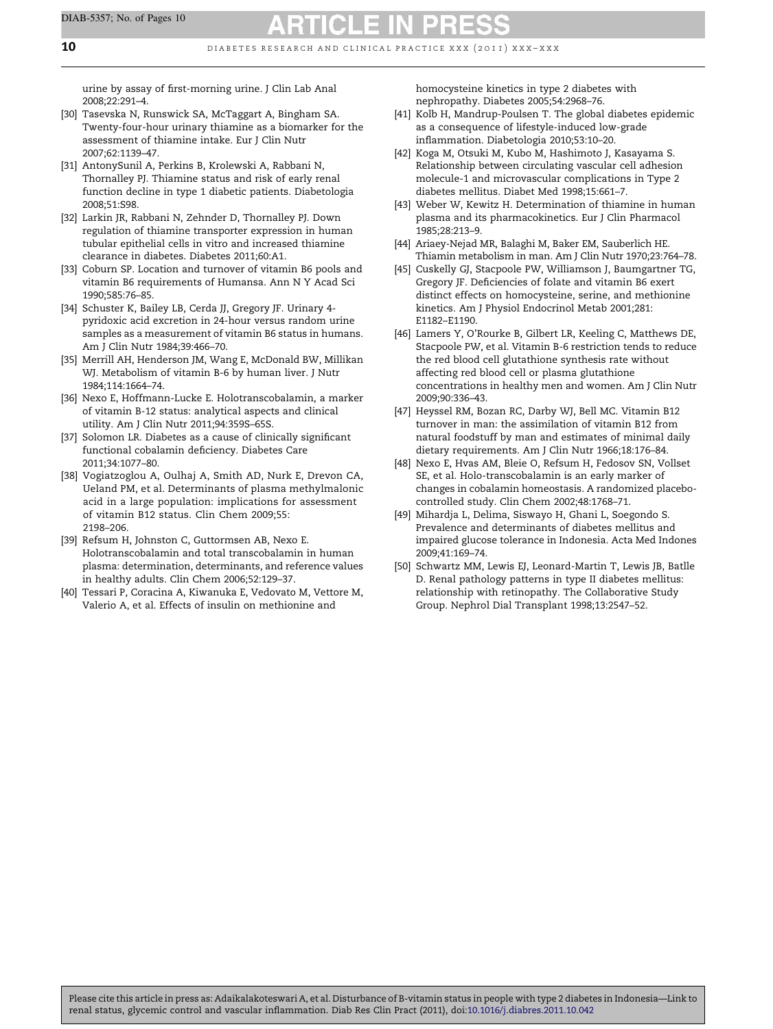urine by assay of first-morning urine. J Clin Lab Anal 2008;22:291–4.

[30] Tasevska N, Runswick SA, McTaggart A, Bingham SA. Twenty-four-hour urinary thiamine as a biomarker for the assessment of thiamine intake. Eur J Clin Nutr 2007;62:1139–47.

[31] AntonySunil A, Perkins B, Krolewski A, Rabbani N, Thornalley PJ. Thiamine status and risk of early renal function decline in type 1 diabetic patients. Diabetologia 2008;51:S98.

[32] Larkin JR, Rabbani N, Zehnder D, Thornalley PJ. Down regulation of thiamine transporter expression in human tubular epithelial cells in vitro and increased thiamine clearance in diabetes. Diabetes 2011;60:A1.

[33] Coburn SP. Location and turnover of vitamin B6 pools and vitamin B6 requirements of Humansa. Ann N Y Acad Sci 1990;585:76–85.

[34] Schuster K, Bailey LB, Cerda JJ, Gregory JF. Urinary 4-pyridoxic acid excretion in 24-hour versus random urine samples as a measurement of vitamin B6 status in humans. Am J Clin Nutr 1984;39:466–70.

[35] Merrill AH, Henderson JM, Wang E, McDonald BW, Millikan WJ. Metabolism of vitamin B-6 by human liver. J Nutr 1984;114:1664–74.

[36] Nexo E, Hoffmann-Lucke E. Holotranscobalamin, a marker of vitamin B-12 status: analytical aspects and clinical utility. Am J Clin Nutr 2011;94:359S–65S.

[37] Solomon LR. Diabetes as a cause of clinically significant functional cobalamin deficiency. Diabetes Care 2011;34:1077–80.

[38] Vogiatzoglou A, Oulhaj A, Smith AD, Nurk E, Drevon CA, Ueland PM, et al. Determinants of plasma methylmalonic acid in a large population: implications for assessment of vitamin B12 status. Clin Chem 2009;55: 2198–206.

[39] Refsum H, Johnston C, Guttormsen AB, Nexo E. Holotranscobalamin and total transcobalamin in human plasma: determination, determinants, and reference values in healthy adults. Clin Chem 2006;52:129–37.

[40] Tessari P, Coracina A, Kiwanuka E, Vedovato M, Vettore M, Valerio A, et al. Effects of insulin on methionine and homocysteine kinetics in type 2 diabetes with nephropathy. Diabetes 2005;54:2968–76.

[41] Kolb H, Mandrup-Poulsen T. The global diabetes epidemic as a consequence of lifestyle-induced low-grade inflammation. Diabetologia 2010;53:10–20.

[42] Koga M, Otsuki M, Kubo M, Hashimoto J, Kasayama S. Relationship between circulating vascular cell adhesion molecule-1 and microvascular complications in Type 2 diabetes mellitus. Diabet Med 1998;15:661–7.

[43] Weber W, Kewitz H. Determination of thiamine in human plasma and its pharmacokinetics. Eur J Clin Pharmacol 1985;28:213–9.

[44] Ariaey-Nejad MR, Balaghi M, Baker EM, Sauberlich HE. Thiamin metabolism in man. Am J Clin Nutr 1970;23:764–78.

[45] Cuskelly GJ, Stacpoole PW, Williamson J, Baumgartner TG, Gregory JF. Deficiencies of folate and vitamin B6 exert distinct effects on homocysteine, serine, and methionine kinetics. Am J Physiol Endocrinol Metab 2001;281: E1182–E1190.

[46] Lamers Y, O'Rourke B, Gilbert LR, Keeling C, Matthews DE, Stacpoole PW, et al. Vitamin B-6 restriction tends to reduce the red blood cell glutathione synthesis rate without affecting red blood cell or plasma glutathione concentrations in healthy men and women. Am J Clin Nutr 2009;90:336–43.

[47] Heyssel RM, Bozan RC, Darby WJ, Bell MC. Vitamin B12 turnover in man: the assimilation of vitamin B12 from natural foodstuff by man and estimates of minimal daily dietary requirements. Am J Clin Nutr 1966;18:176–84.

[48] Nexo E, Hvas AM, Bleie O, Refsum H, Fedosov SN, Vollset SE, et al. Holo-transcobalamin is an early marker of changes in cobalamin homeostasis. A randomized placebo-controlled study. Clin Chem 2002;48:1768–71.

[49] Mihardja L, Delima, Siswayo H, Ghani L, Soegondo S. Prevalence and determinants of diabetes mellitus and impaired glucose tolerance in Indonesia. Acta Med Indones 2009;41:169–74.

[50] Schwartz MM, Lewis EJ, Leonard-Martin T, Lewis JB, Batlle D. Renal pathology patterns in type II diabetes mellitus: relationship with retinopathy. The Collaborative Study Group. Nephrol Dial Transplant 1998;13:2547–52.